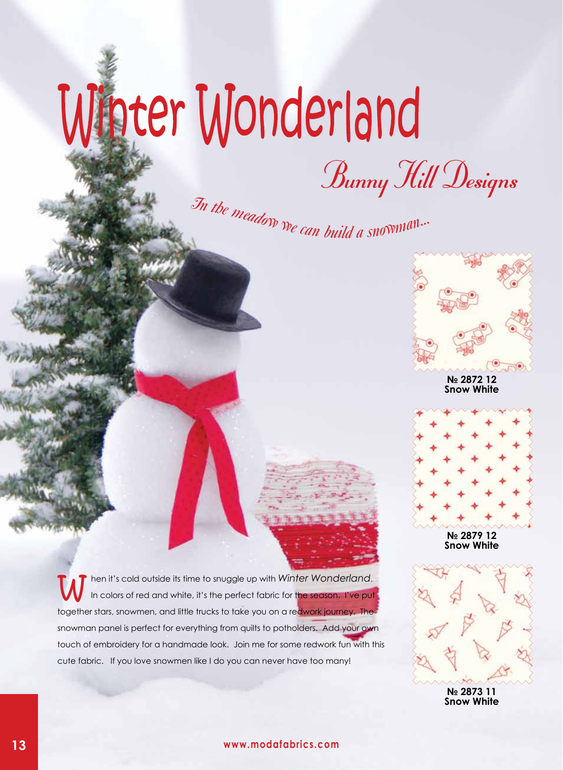# Winter Wonderland

## Bunny Hill Designs

*In the meadow we can build a snowman...*

When it's cold outside its time to snuggle up with *Winter Wonderland*. In colors of red and white, it's the perfect fabric for the season. I've put together stars, snowmen, and little trucks to take you on a redwork journey. The snowman panel is perfect for everything from quilts to potholders. Add your own touch of embroidery for a handmade look. Join me for some redwork fun with this cute fabric. If you love snowmen like I do you can never have too many!

**№ 2872 12**
**Snow White**

**№ 2879 12**
**Snow White**

**№ 2873 11**
**Snow White**

www.modafabrics.com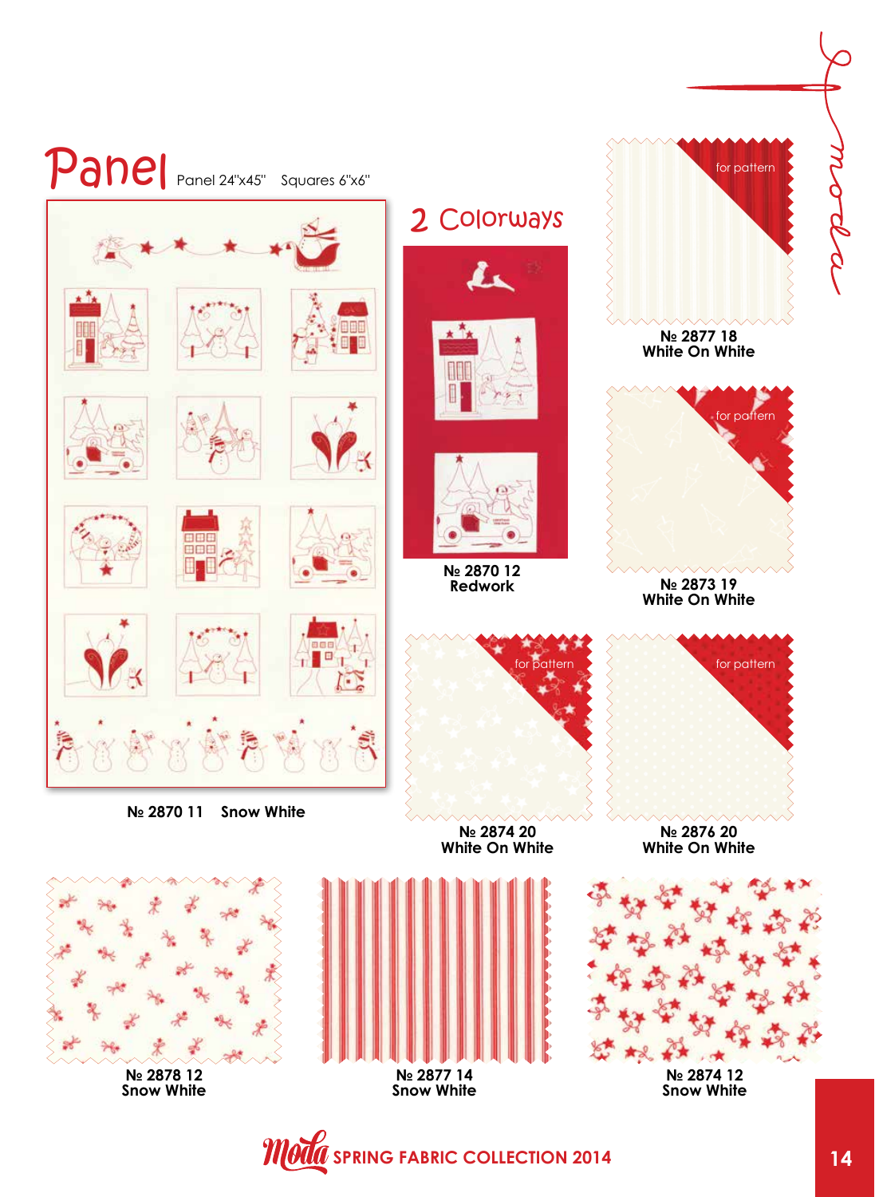# Panel

Panel 24"x45" Squares 6"x6"

№ 2870 11 Snow White

## 2 Colorways

№ 2870 12
Redwork

for pattern

№ 2877 18
White On White

for pattern

№ 2873 19
White On White

for pattern

№ 2874 20
White On White

for pattern

№ 2876 20
White On White

№ 2878 12
Snow White

№ 2877 14
Snow White

№ 2874 12
Snow White

Moda SPRING FABRIC COLLECTION 2014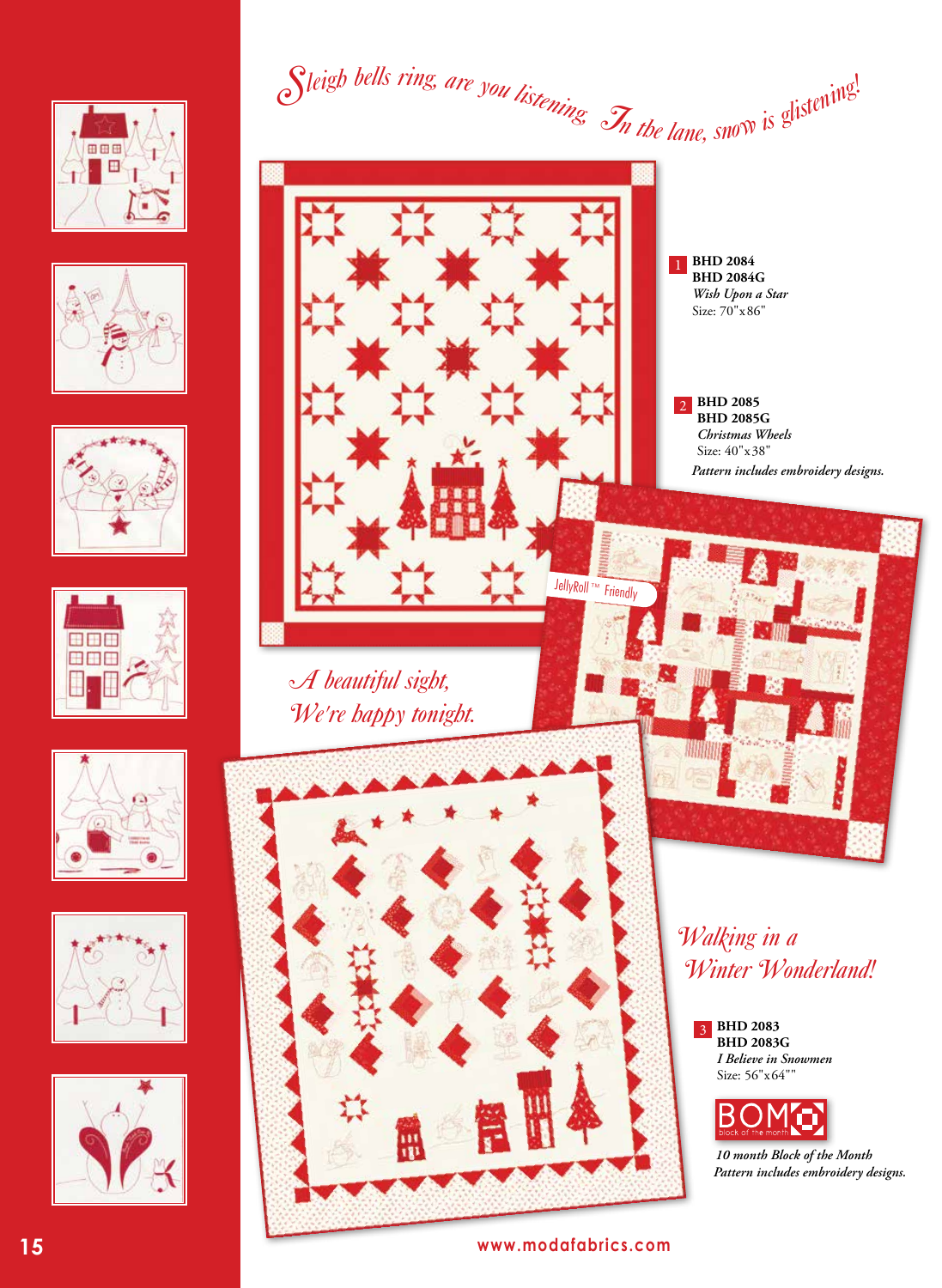*Sleigh bells ring, are you listening In the lane, snow is glistening!*

**1** **BHD 2084**
**BHD 2084G**
*Wish Upon a Star*
Size: 70"x86"

**2** **BHD 2085**
**BHD 2085G**
*Christmas Wheels*
Size: 40"x38"
*Pattern includes embroidery designs.*

JellyRoll™ Friendly

*A beautiful sight,*
*We're happy tonight.*

*Walking in a*
*Winter Wonderland!*

**3** **BHD 2083**
**BHD 2083G**
*I Believe in Snowmen*
Size: 56"x64""

BOM block of the month

*10 month Block of the Month*
*Pattern includes embroidery designs.*

www.modafabrics.com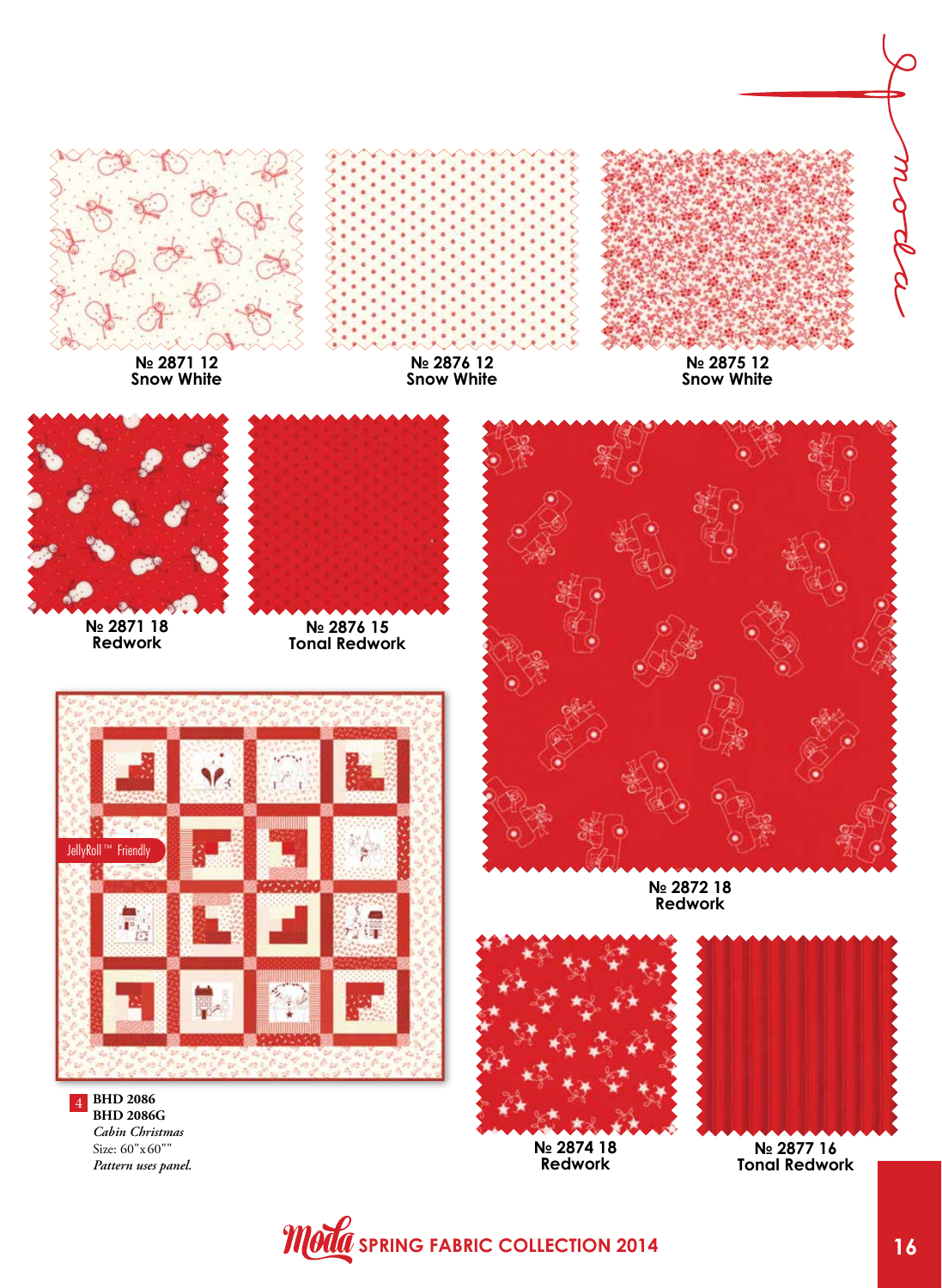№ 2871 12
Snow White

№ 2876 12
Snow White

№ 2875 12
Snow White

№ 2871 18
Redwork

№ 2876 15
Tonal Redwork

№ 2872 18
Redwork

JellyRoll ™ Friendly

4 **BHD 2086**
**BHD 2086G**
*Cabin Christmas*
Size: 60"x60""
*Pattern uses panel.*

№ 2874 18
Redwork

№ 2877 16
Tonal Redwork

SPRING FABRIC COLLECTION 2014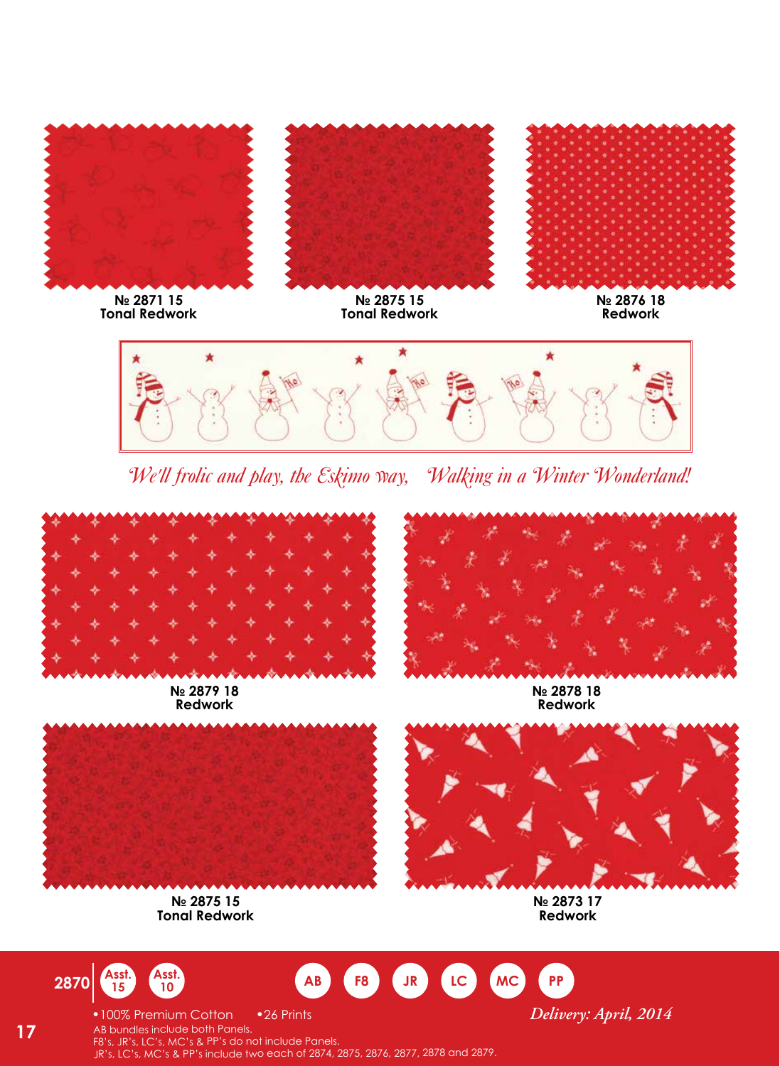№ 2871 15
**Tonal Redwork**

№ 2875 15
**Tonal Redwork**

№ 2876 18
**Redwork**

*We'll frolic and play, the Eskimo way, Walking in a Winter Wonderland!*

№ 2879 18
**Redwork**

№ 2878 18
**Redwork**

№ 2875 15
**Tonal Redwork**

№ 2873 17
**Redwork**

**2870** Asst. 15 Asst. 10 AB F8 JR LC MC PP

- 100% Premium Cotton
- 26 Prints

AB bundles include both Panels.
F8's, JR's, LC's, MC's & PP's do not include Panels.
JR's, LC's, MC's & PP's include two each of 2874, 2875, 2876, 2877, 2878 and 2879.

*Delivery: April, 2014*